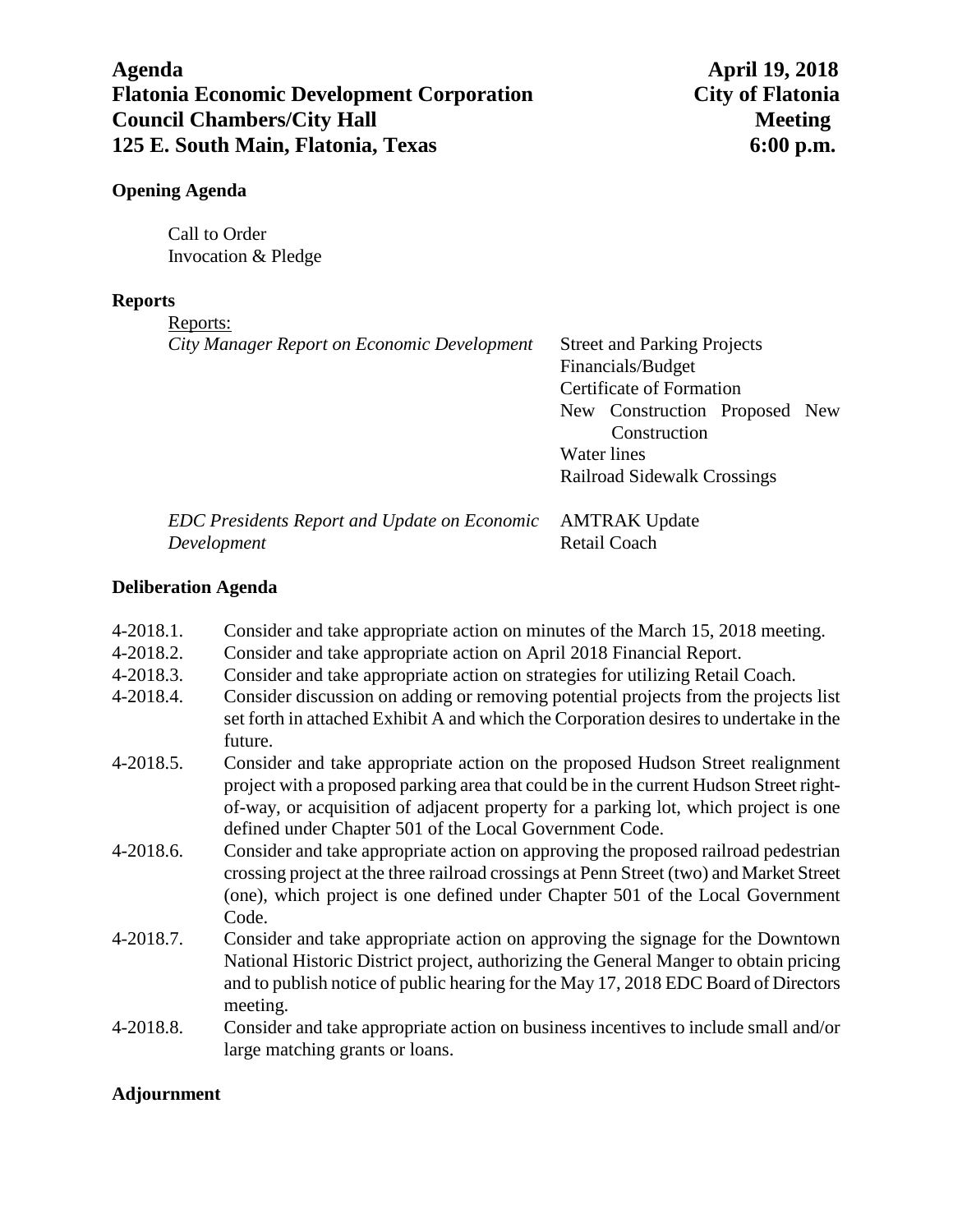**Agenda** **April 19, 2018**
**Flatonia Economic Development Corporation** **City of Flatonia**
**Council Chambers/City Hall** **Meeting**
**125 E. South Main, Flatonia, Texas** **6:00 p.m.**

**Opening Agenda**

Call to Order
Invocation & Pledge

**Reports**

Reports:

| | |
|---|---|
| *City Manager Report on Economic Development* | Street and Parking Projects<br>Financials/Budget<br>Certificate of Formation<br>New Construction Proposed New Construction<br>Water lines<br>Railroad Sidewalk Crossings |
| *EDC Presidents Report and Update on Economic Development* | AMTRAK Update<br>Retail Coach |

**Deliberation Agenda**

4-2018.1. Consider and take appropriate action on minutes of the March 15, 2018 meeting.

4-2018.2. Consider and take appropriate action on April 2018 Financial Report.

4-2018.3. Consider and take appropriate action on strategies for utilizing Retail Coach.

4-2018.4. Consider discussion on adding or removing potential projects from the projects list set forth in attached Exhibit A and which the Corporation desires to undertake in the future.

4-2018.5. Consider and take appropriate action on the proposed Hudson Street realignment project with a proposed parking area that could be in the current Hudson Street right-of-way, or acquisition of adjacent property for a parking lot, which project is one defined under Chapter 501 of the Local Government Code.

4-2018.6. Consider and take appropriate action on approving the proposed railroad pedestrian crossing project at the three railroad crossings at Penn Street (two) and Market Street (one), which project is one defined under Chapter 501 of the Local Government Code.

4-2018.7. Consider and take appropriate action on approving the signage for the Downtown National Historic District project, authorizing the General Manger to obtain pricing and to publish notice of public hearing for the May 17, 2018 EDC Board of Directors meeting.

4-2018.8. Consider and take appropriate action on business incentives to include small and/or large matching grants or loans.

**Adjournment**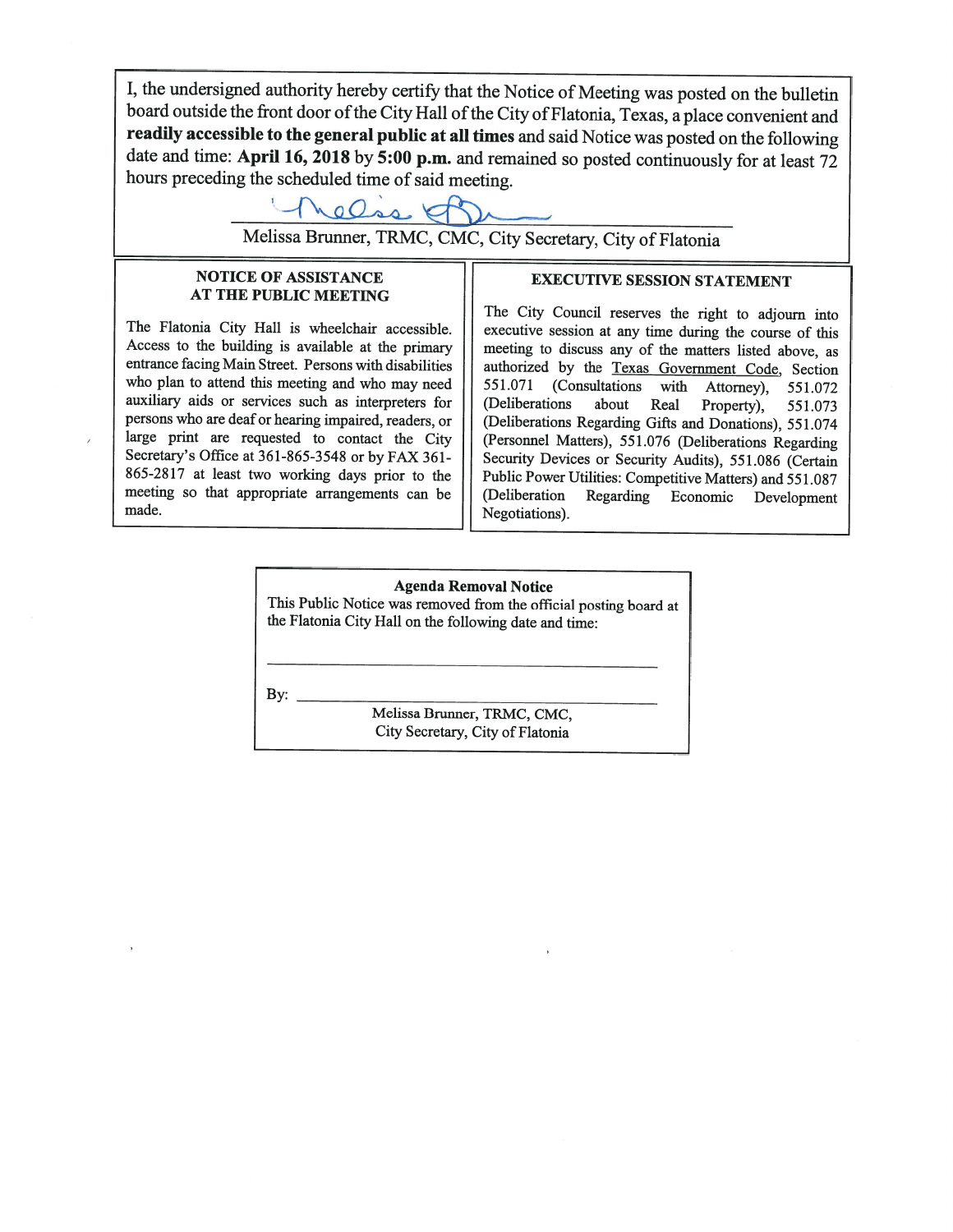I, the undersigned authority hereby certify that the Notice of Meeting was posted on the bulletin board outside the front door of the City Hall of the City of Flatonia, Texas, a place convenient and **readily accessible to the general public at all times** and said Notice was posted on the following date and time: **April 16, 2018** by **5:00 p.m.** and remained so posted continuously for at least 72 hours preceding the scheduled time of said meeting.

Melissa Brunner, TRMC, CMC, City Secretary, City of Flatonia

**NOTICE OF ASSISTANCE AT THE PUBLIC MEETING**

The Flatonia City Hall is wheelchair accessible. Access to the building is available at the primary entrance facing Main Street. Persons with disabilities who plan to attend this meeting and who may need auxiliary aids or services such as interpreters for persons who are deaf or hearing impaired, readers, or large print are requested to contact the City Secretary's Office at 361-865-3548 or by FAX 361-865-2817 at least two working days prior to the meeting so that appropriate arrangements can be made.

**EXECUTIVE SESSION STATEMENT**

The City Council reserves the right to adjourn into executive session at any time during the course of this meeting to discuss any of the matters listed above, as authorized by the Texas Government Code, Section 551.071 (Consultations with Attorney), 551.072 (Deliberations about Real Property), 551.073 (Deliberations Regarding Gifts and Donations), 551.074 (Personnel Matters), 551.076 (Deliberations Regarding Security Devices or Security Audits), 551.086 (Certain Public Power Utilities: Competitive Matters) and 551.087 (Deliberation Regarding Economic Development Negotiations).

**Agenda Removal Notice**

This Public Notice was removed from the official posting board at the Flatonia City Hall on the following date and time:

______________________________

By: ______________________________

Melissa Brunner, TRMC, CMC,
City Secretary, City of Flatonia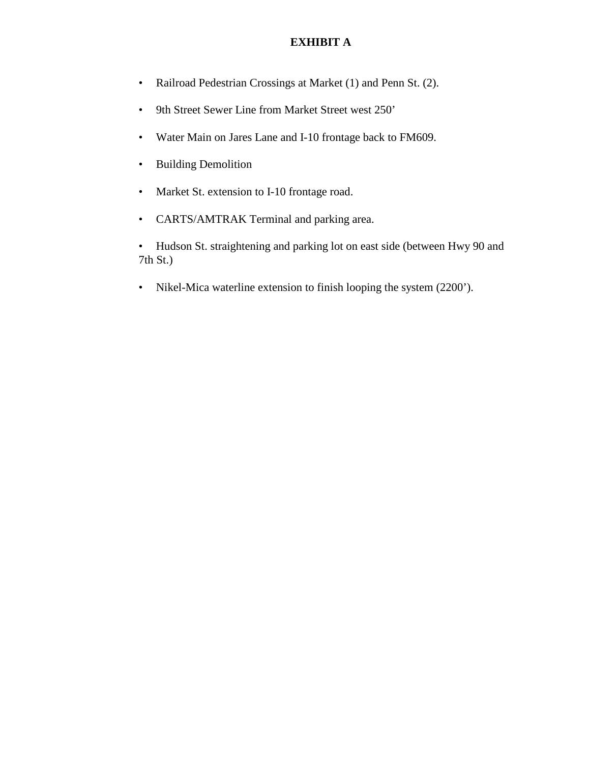**EXHIBIT A**

- Railroad Pedestrian Crossings at Market (1) and Penn St. (2).
- 9th Street Sewer Line from Market Street west 250'
- Water Main on Jares Lane and I-10 frontage back to FM609.
- Building Demolition
- Market St. extension to I-10 frontage road.
- CARTS/AMTRAK Terminal and parking area.
- Hudson St. straightening and parking lot on east side (between Hwy 90 and 7th St.)
- Nikel-Mica waterline extension to finish looping the system (2200').